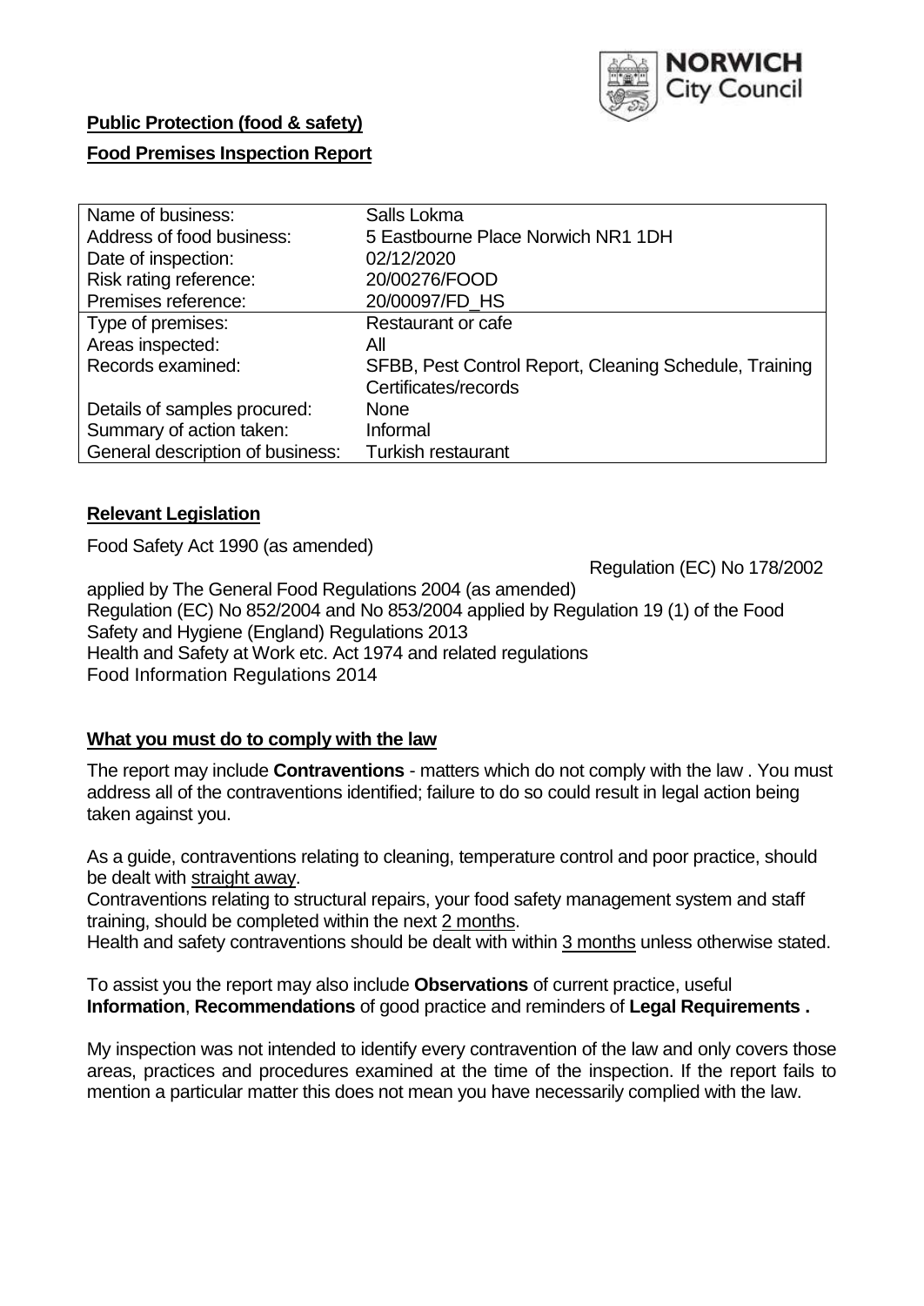NORWICH City Council

**Public Protection (food & safety)**

**Food Premises Inspection Report**

| Name of business: | Salls Lokma |
|---|---|
| Address of food business: | 5 Eastbourne Place Norwich NR1 1DH |
| Date of inspection: | 02/12/2020 |
| Risk rating reference: | 20/00276/FOOD |
| Premises reference: | 20/00097/FD_HS |
| Type of premises: | Restaurant or cafe |
| Areas inspected: | All |
| Records examined: | SFBB, Pest Control Report, Cleaning Schedule, Training Certificates/records |
| Details of samples procured: | None |
| Summary of action taken: | Informal |
| General description of business: | Turkish restaurant |

**Relevant Legislation**

Food Safety Act 1990 (as amended)

Regulation (EC) No 178/2002 applied by The General Food Regulations 2004 (as amended)
Regulation (EC) No 852/2004 and No 853/2004 applied by Regulation 19 (1) of the Food Safety and Hygiene (England) Regulations 2013
Health and Safety at Work etc. Act 1974 and related regulations
Food Information Regulations 2014

**What you must do to comply with the law**

The report may include **Contraventions** - matters which do not comply with the law . You must address all of the contraventions identified; failure to do so could result in legal action being taken against you.

As a guide, contraventions relating to cleaning, temperature control and poor practice, should be dealt with straight away.
Contraventions relating to structural repairs, your food safety management system and staff training, should be completed within the next 2 months.
Health and safety contraventions should be dealt with within 3 months unless otherwise stated.

To assist you the report may also include **Observations** of current practice, useful **Information**, **Recommendations** of good practice and reminders of **Legal Requirements .**

My inspection was not intended to identify every contravention of the law and only covers those areas, practices and procedures examined at the time of the inspection. If the report fails to mention a particular matter this does not mean you have necessarily complied with the law.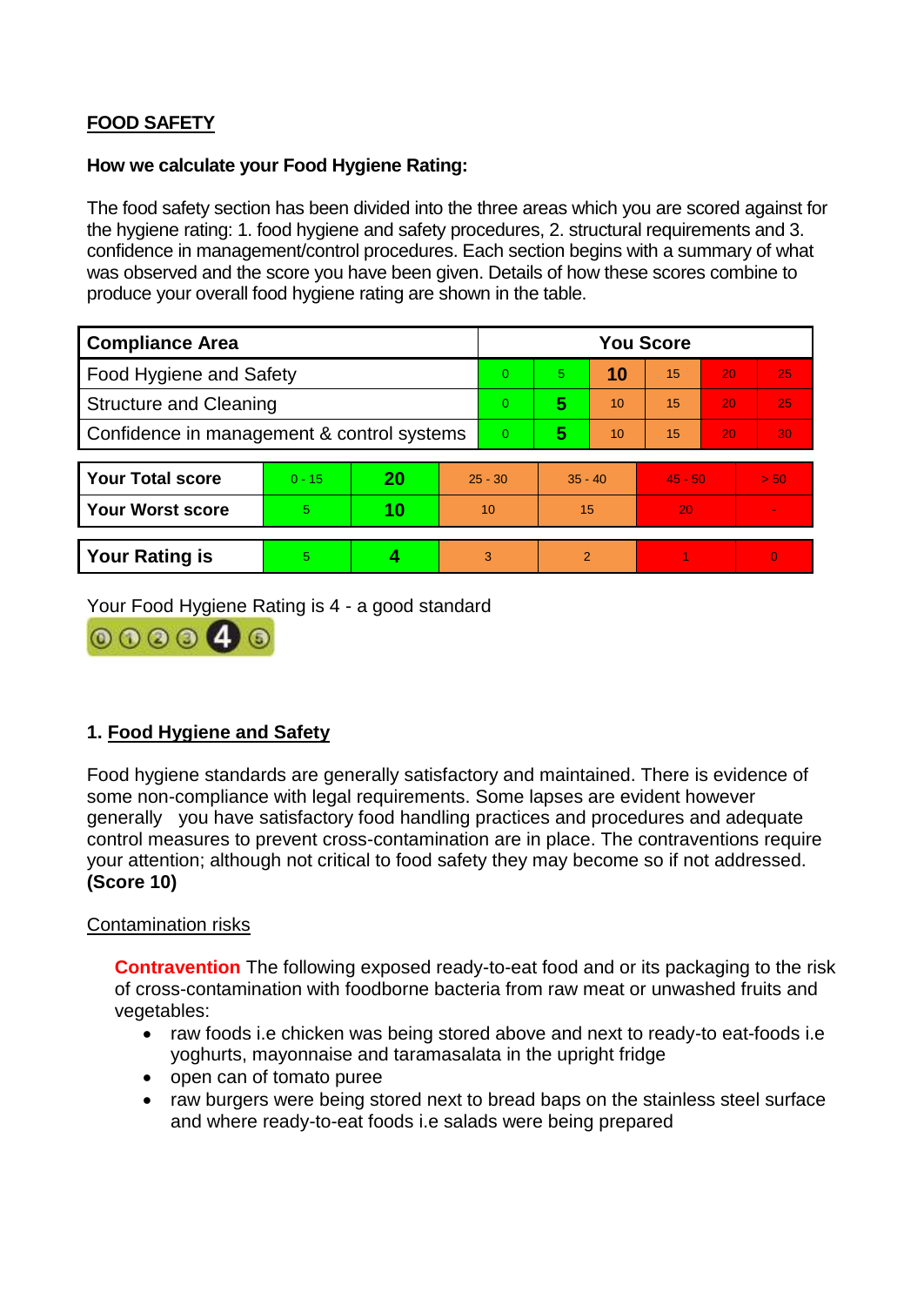## FOOD SAFETY

**How we calculate your Food Hygiene Rating:**

The food safety section has been divided into the three areas which you are scored against for the hygiene rating: 1. food hygiene and safety procedures, 2. structural requirements and 3. confidence in management/control procedures. Each section begins with a summary of what was observed and the score you have been given. Details of how these scores combine to produce your overall food hygiene rating are shown in the table.

| Compliance Area | You Score | | | | | |
|---|---|---|---|---|---|---|
| Food Hygiene and Safety | 0 | 5 | **10** | 15 | 20 | 25 |
| Structure and Cleaning | 0 | **5** | 10 | 15 | 20 | 25 |
| Confidence in management & control systems | 0 | **5** | 10 | 15 | 20 | 30 |

| | | | | | | |
|---|---|---|---|---|---|---|
| **Your Total score** | 0 - 15 | **20** | 25 - 30 | 35 - 40 | 45 - 50 | > 50 |
| **Your Worst score** | 5 | **10** | 10 | 15 | 20 | - |
| **Your Rating is** | 5 | **4** | 3 | 2 | 1 | 0 |

Your Food Hygiene Rating is 4 - a good standard

## 1. Food Hygiene and Safety

Food hygiene standards are generally satisfactory and maintained. There is evidence of some non-compliance with legal requirements. Some lapses are evident however generally you have satisfactory food handling practices and procedures and adequate control measures to prevent cross-contamination are in place. The contraventions require your attention; although not critical to food safety they may become so if not addressed. **(Score 10)**

Contamination risks

**Contravention** The following exposed ready-to-eat food and or its packaging to the risk of cross-contamination with foodborne bacteria from raw meat or unwashed fruits and vegetables:

- raw foods i.e chicken was being stored above and next to ready-to eat-foods i.e yoghurts, mayonnaise and taramasalata in the upright fridge
- open can of tomato puree
- raw burgers were being stored next to bread baps on the stainless steel surface and where ready-to-eat foods i.e salads were being prepared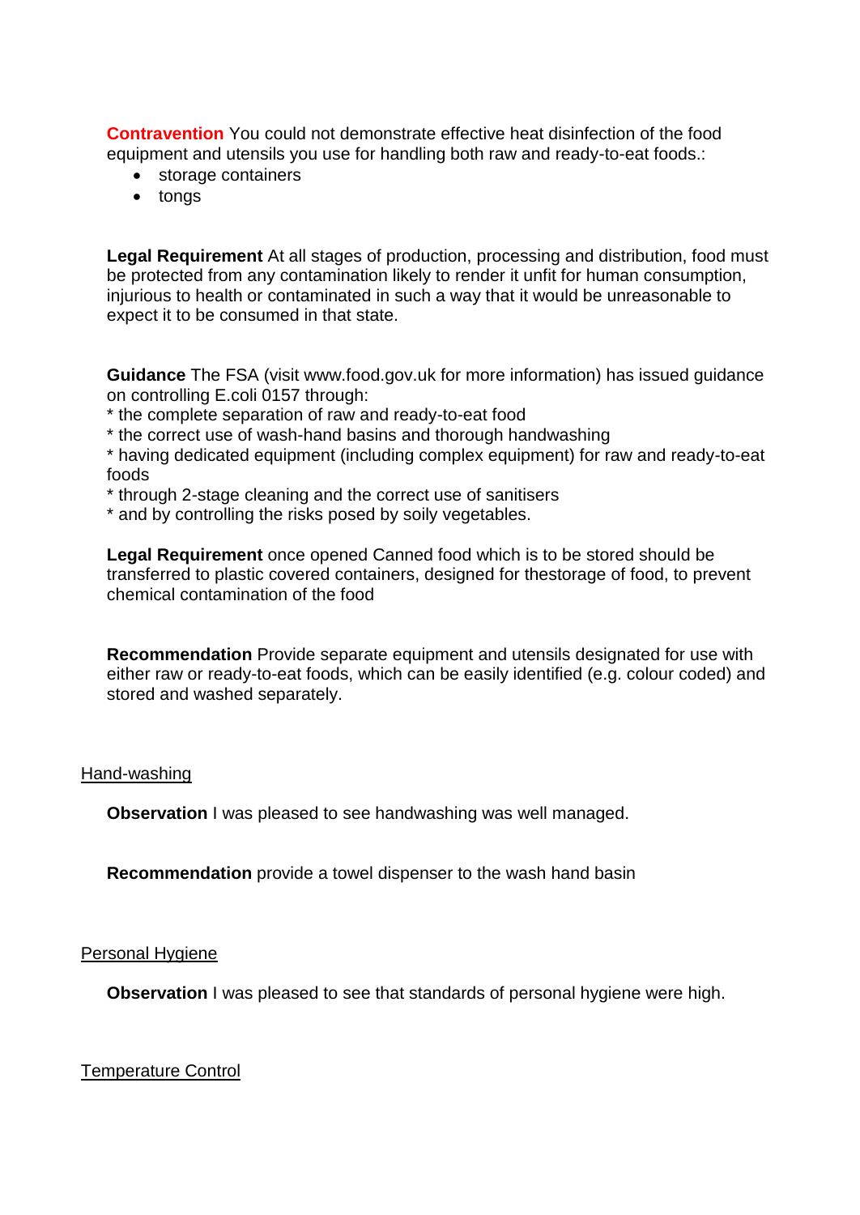**Contravention** You could not demonstrate effective heat disinfection of the food equipment and utensils you use for handling both raw and ready-to-eat foods.:

- storage containers
- tongs

**Legal Requirement** At all stages of production, processing and distribution, food must be protected from any contamination likely to render it unfit for human consumption, injurious to health or contaminated in such a way that it would be unreasonable to expect it to be consumed in that state.

**Guidance** The FSA (visit www.food.gov.uk for more information) has issued guidance on controlling E.coli 0157 through:
* the complete separation of raw and ready-to-eat food
* the correct use of wash-hand basins and thorough handwashing
* having dedicated equipment (including complex equipment) for raw and ready-to-eat foods
* through 2-stage cleaning and the correct use of sanitisers
* and by controlling the risks posed by soily vegetables.

**Legal Requirement** once opened Canned food which is to be stored should be transferred to plastic covered containers, designed for thestorage of food, to prevent chemical contamination of the food

**Recommendation** Provide separate equipment and utensils designated for use with either raw or ready-to-eat foods, which can be easily identified (e.g. colour coded) and stored and washed separately.

<u>Hand-washing</u>

**Observation** I was pleased to see handwashing was well managed.

**Recommendation** provide a towel dispenser to the wash hand basin

<u>Personal Hygiene</u>

**Observation** I was pleased to see that standards of personal hygiene were high.

<u>Temperature Control</u>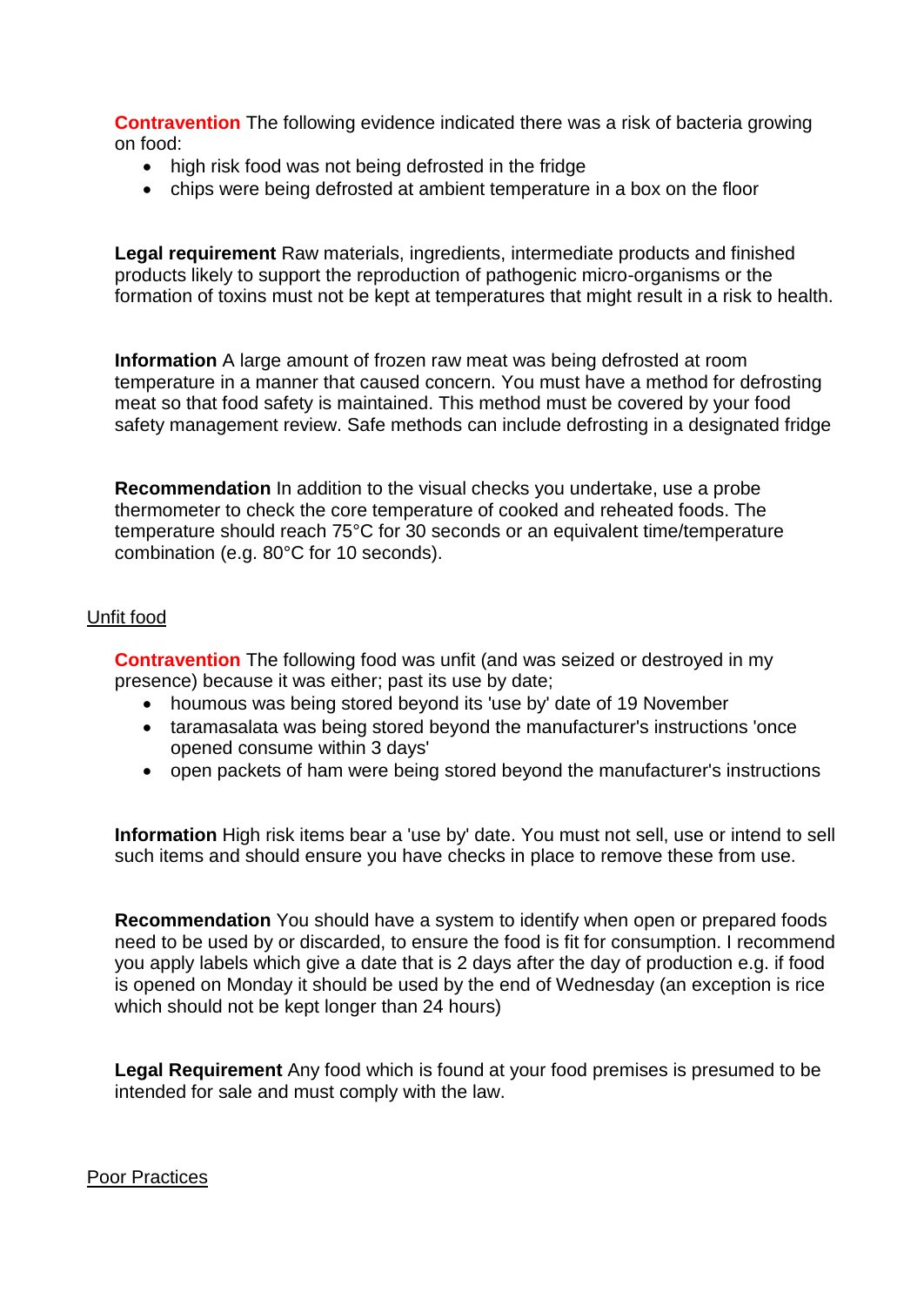**Contravention** The following evidence indicated there was a risk of bacteria growing on food:

- high risk food was not being defrosted in the fridge
- chips were being defrosted at ambient temperature in a box on the floor

**Legal requirement** Raw materials, ingredients, intermediate products and finished products likely to support the reproduction of pathogenic micro-organisms or the formation of toxins must not be kept at temperatures that might result in a risk to health.

**Information** A large amount of frozen raw meat was being defrosted at room temperature in a manner that caused concern. You must have a method for defrosting meat so that food safety is maintained. This method must be covered by your food safety management review. Safe methods can include defrosting in a designated fridge

**Recommendation** In addition to the visual checks you undertake, use a probe thermometer to check the core temperature of cooked and reheated foods. The temperature should reach 75°C for 30 seconds or an equivalent time/temperature combination (e.g. 80°C for 10 seconds).

Unfit food

**Contravention** The following food was unfit (and was seized or destroyed in my presence) because it was either; past its use by date;

- houmous was being stored beyond its 'use by' date of 19 November
- taramasalata was being stored beyond the manufacturer's instructions 'once opened consume within 3 days'
- open packets of ham were being stored beyond the manufacturer's instructions

**Information** High risk items bear a 'use by' date. You must not sell, use or intend to sell such items and should ensure you have checks in place to remove these from use.

**Recommendation** You should have a system to identify when open or prepared foods need to be used by or discarded, to ensure the food is fit for consumption. I recommend you apply labels which give a date that is 2 days after the day of production e.g. if food is opened on Monday it should be used by the end of Wednesday (an exception is rice which should not be kept longer than 24 hours)

**Legal Requirement** Any food which is found at your food premises is presumed to be intended for sale and must comply with the law.

Poor Practices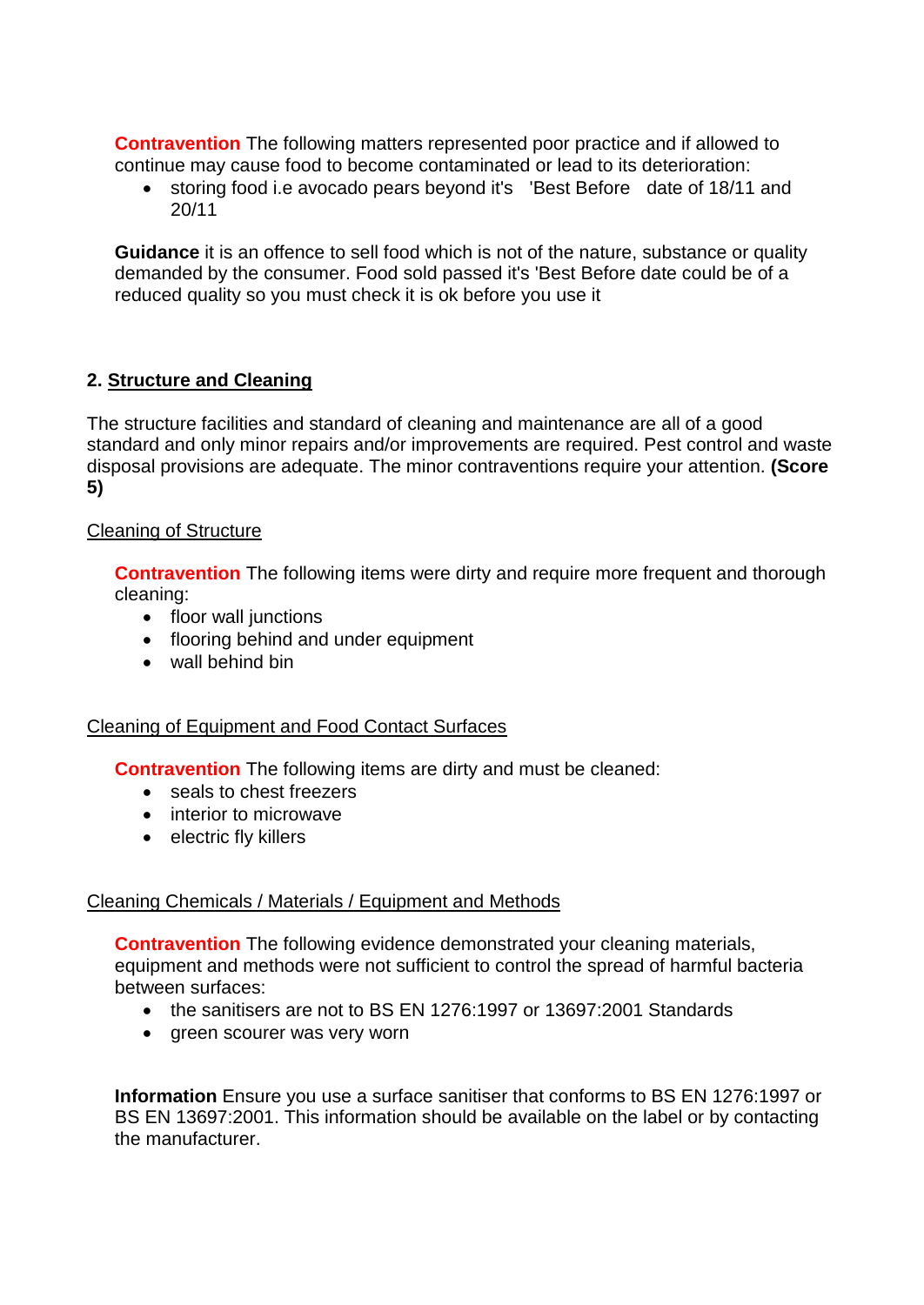**Contravention** The following matters represented poor practice and if allowed to continue may cause food to become contaminated or lead to its deterioration:

- storing food i.e avocado pears beyond it's 'Best Before date of 18/11 and 20/11

**Guidance** it is an offence to sell food which is not of the nature, substance or quality demanded by the consumer. Food sold passed it's 'Best Before date could be of a reduced quality so you must check it is ok before you use it

## 2. Structure and Cleaning

The structure facilities and standard of cleaning and maintenance are all of a good standard and only minor repairs and/or improvements are required. Pest control and waste disposal provisions are adequate. The minor contraventions require your attention. **(Score 5)**

### Cleaning of Structure

**Contravention** The following items were dirty and require more frequent and thorough cleaning:

- floor wall junctions
- flooring behind and under equipment
- wall behind bin

### Cleaning of Equipment and Food Contact Surfaces

**Contravention** The following items are dirty and must be cleaned:

- seals to chest freezers
- interior to microwave
- electric fly killers

### Cleaning Chemicals / Materials / Equipment and Methods

**Contravention** The following evidence demonstrated your cleaning materials, equipment and methods were not sufficient to control the spread of harmful bacteria between surfaces:

- the sanitisers are not to BS EN 1276:1997 or 13697:2001 Standards
- green scourer was very worn

**Information** Ensure you use a surface sanitiser that conforms to BS EN 1276:1997 or BS EN 13697:2001. This information should be available on the label or by contacting the manufacturer.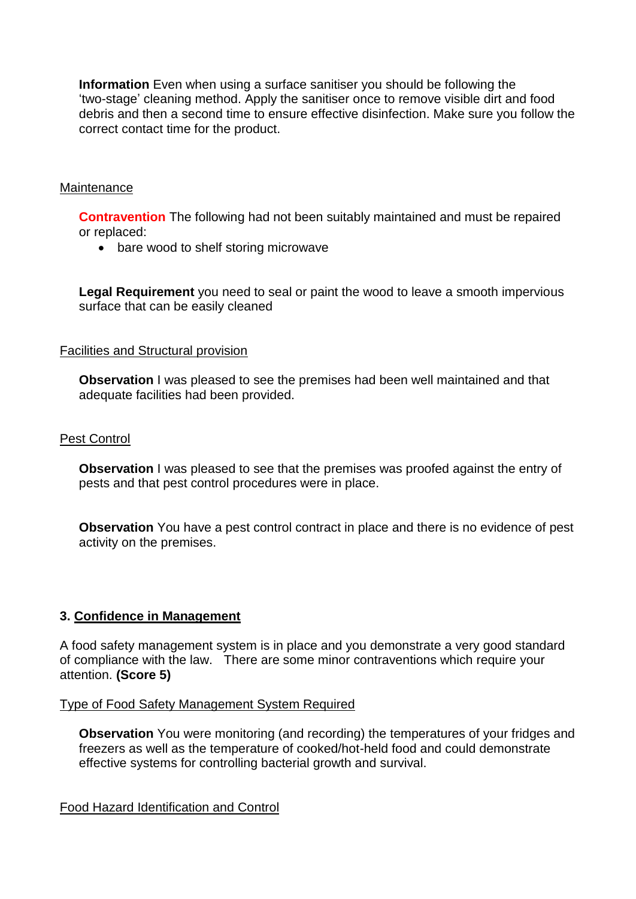**Information** Even when using a surface sanitiser you should be following the 'two-stage' cleaning method. Apply the sanitiser once to remove visible dirt and food debris and then a second time to ensure effective disinfection. Make sure you follow the correct contact time for the product.

Maintenance

**Contravention** The following had not been suitably maintained and must be repaired or replaced:

- bare wood to shelf storing microwave

**Legal Requirement** you need to seal or paint the wood to leave a smooth impervious surface that can be easily cleaned

Facilities and Structural provision

**Observation** I was pleased to see the premises had been well maintained and that adequate facilities had been provided.

Pest Control

**Observation** I was pleased to see that the premises was proofed against the entry of pests and that pest control procedures were in place.

**Observation** You have a pest control contract in place and there is no evidence of pest activity on the premises.

## 3. Confidence in Management

A food safety management system is in place and you demonstrate a very good standard of compliance with the law. There are some minor contraventions which require your attention. **(Score 5)**

Type of Food Safety Management System Required

**Observation** You were monitoring (and recording) the temperatures of your fridges and freezers as well as the temperature of cooked/hot-held food and could demonstrate effective systems for controlling bacterial growth and survival.

Food Hazard Identification and Control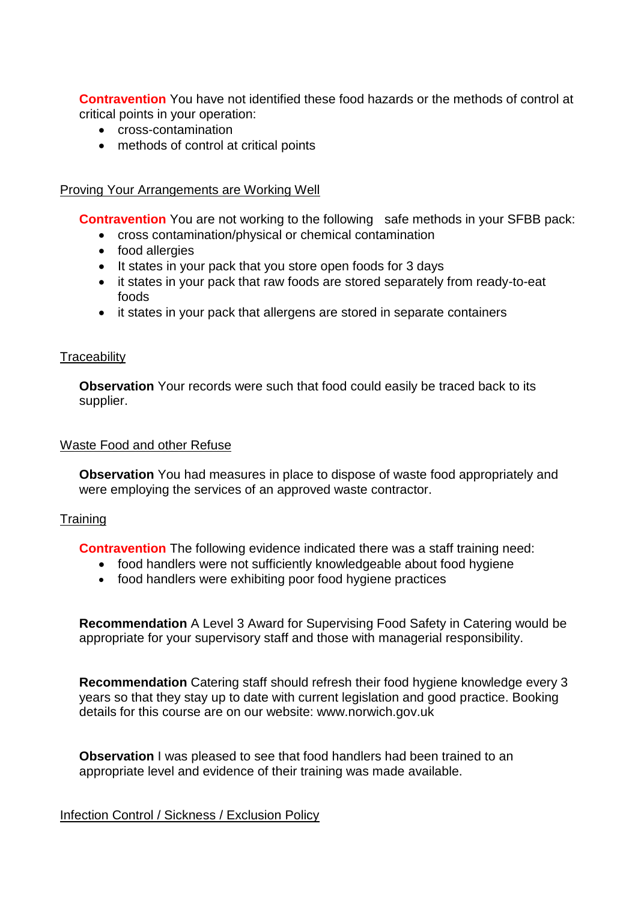**Contravention** You have not identified these food hazards or the methods of control at critical points in your operation:

- cross-contamination
- methods of control at critical points

Proving Your Arrangements are Working Well

**Contravention** You are not working to the following safe methods in your SFBB pack:

- cross contamination/physical or chemical contamination
- food allergies
- It states in your pack that you store open foods for 3 days
- it states in your pack that raw foods are stored separately from ready-to-eat foods
- it states in your pack that allergens are stored in separate containers

Traceability

**Observation** Your records were such that food could easily be traced back to its supplier.

Waste Food and other Refuse

**Observation** You had measures in place to dispose of waste food appropriately and were employing the services of an approved waste contractor.

Training

**Contravention** The following evidence indicated there was a staff training need:

- food handlers were not sufficiently knowledgeable about food hygiene
- food handlers were exhibiting poor food hygiene practices

**Recommendation** A Level 3 Award for Supervising Food Safety in Catering would be appropriate for your supervisory staff and those with managerial responsibility.

**Recommendation** Catering staff should refresh their food hygiene knowledge every 3 years so that they stay up to date with current legislation and good practice. Booking details for this course are on our website: www.norwich.gov.uk

**Observation** I was pleased to see that food handlers had been trained to an appropriate level and evidence of their training was made available.

Infection Control / Sickness / Exclusion Policy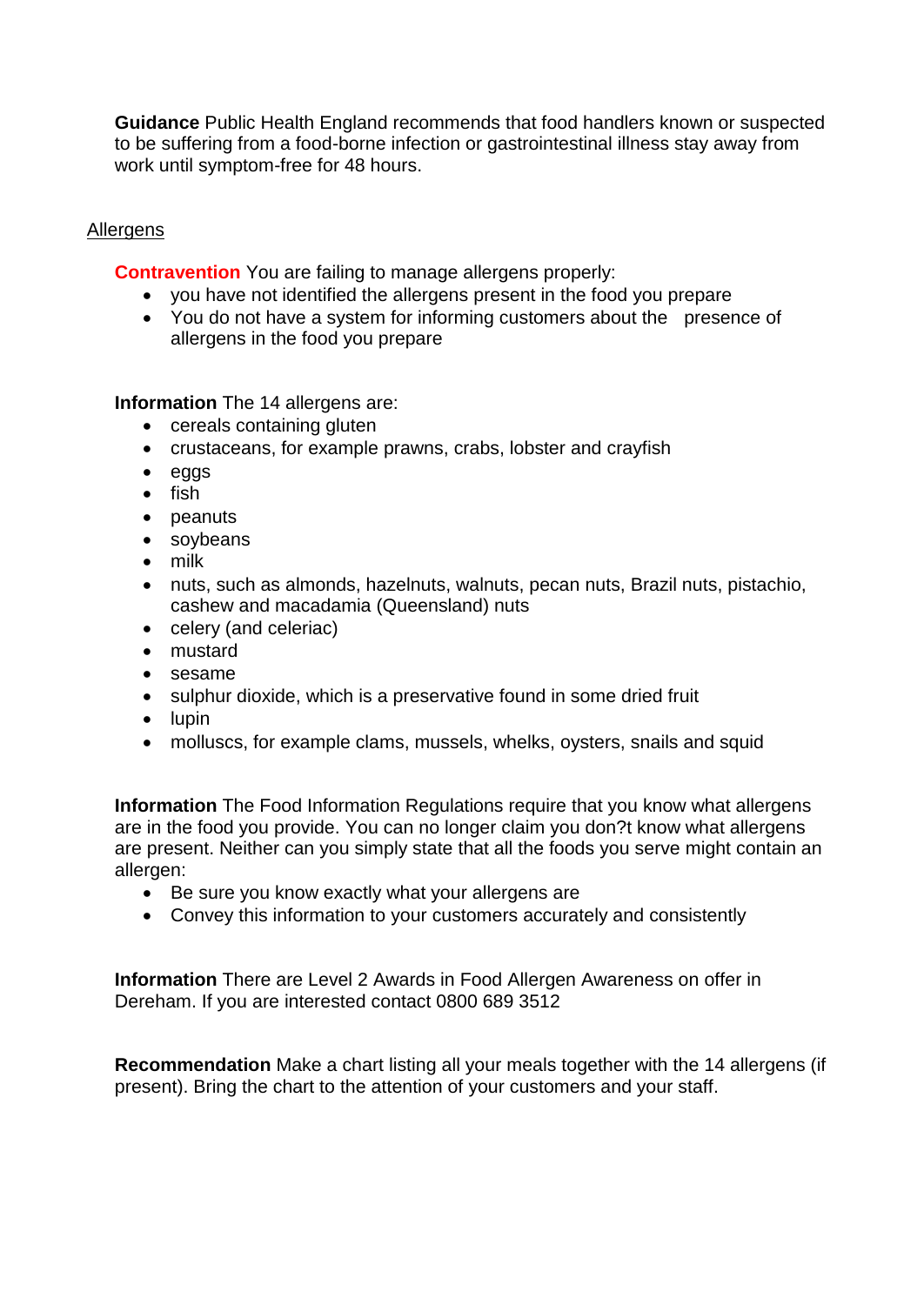**Guidance** Public Health England recommends that food handlers known or suspected to be suffering from a food-borne infection or gastrointestinal illness stay away from work until symptom-free for 48 hours.

<u>Allergens</u>

**Contravention** You are failing to manage allergens properly:

- you have not identified the allergens present in the food you prepare
- You do not have a system for informing customers about the presence of allergens in the food you prepare

**Information** The 14 allergens are:

- cereals containing gluten
- crustaceans, for example prawns, crabs, lobster and crayfish
- eggs
- fish
- peanuts
- soybeans
- milk
- nuts, such as almonds, hazelnuts, walnuts, pecan nuts, Brazil nuts, pistachio, cashew and macadamia (Queensland) nuts
- celery (and celeriac)
- mustard
- sesame
- sulphur dioxide, which is a preservative found in some dried fruit
- lupin
- molluscs, for example clams, mussels, whelks, oysters, snails and squid

**Information** The Food Information Regulations require that you know what allergens are in the food you provide. You can no longer claim you don?t know what allergens are present. Neither can you simply state that all the foods you serve might contain an allergen:

- Be sure you know exactly what your allergens are
- Convey this information to your customers accurately and consistently

**Information** There are Level 2 Awards in Food Allergen Awareness on offer in Dereham. If you are interested contact 0800 689 3512

**Recommendation** Make a chart listing all your meals together with the 14 allergens (if present). Bring the chart to the attention of your customers and your staff.